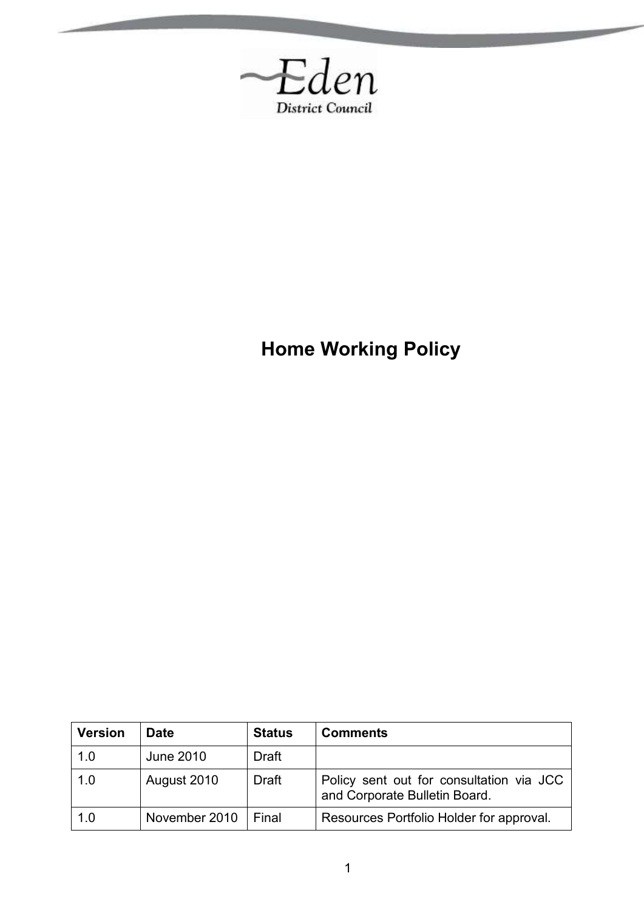Eden District Council

# Home Working Policy

| Version | Date | Status | Comments |
|---|---|---|---|
| 1.0 | June 2010 | Draft | |
| 1.0 | August 2010 | Draft | Policy sent out for consultation via JCC and Corporate Bulletin Board. |
| 1.0 | November 2010 | Final | Resources Portfolio Holder for approval. |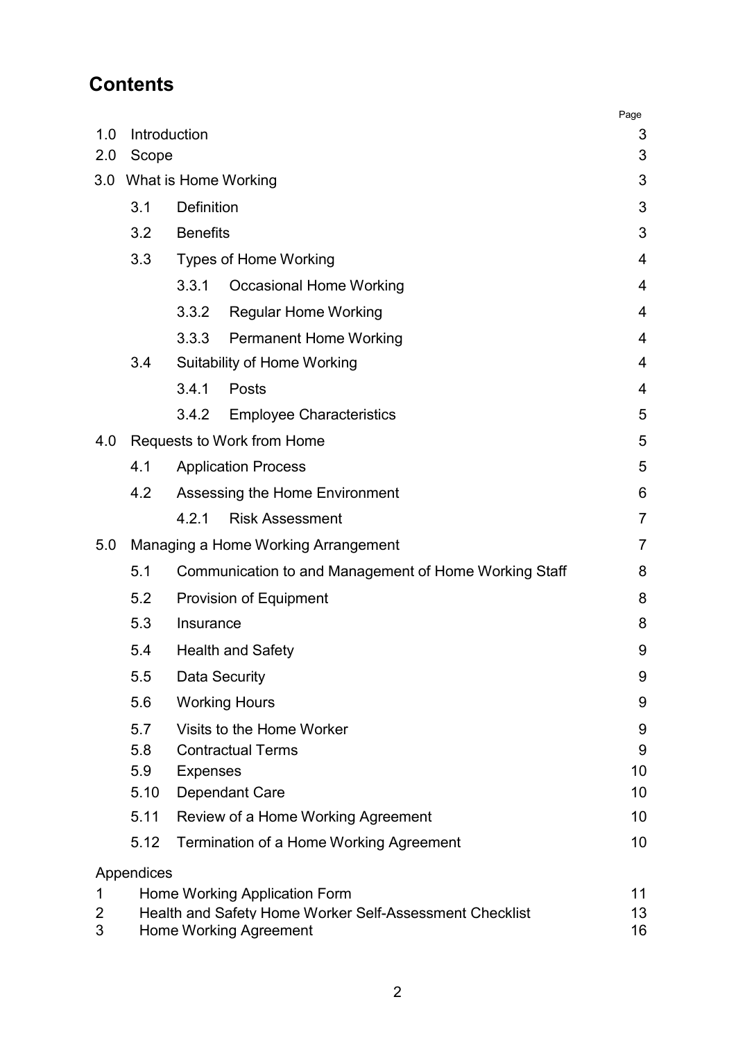## Contents

| | | Page |
|---|---|---|
| 1.0 | Introduction | 3 |
| 2.0 | Scope | 3 |
| 3.0 | What is Home Working | 3 |
| 3.1 | Definition | 3 |
| 3.2 | Benefits | 3 |
| 3.3 | Types of Home Working | 4 |
| 3.3.1 | Occasional Home Working | 4 |
| 3.3.2 | Regular Home Working | 4 |
| 3.3.3 | Permanent Home Working | 4 |
| 3.4 | Suitability of Home Working | 4 |
| 3.4.1 | Posts | 4 |
| 3.4.2 | Employee Characteristics | 5 |
| 4.0 | Requests to Work from Home | 5 |
| 4.1 | Application Process | 5 |
| 4.2 | Assessing the Home Environment | 6 |
| 4.2.1 | Risk Assessment | 7 |
| 5.0 | Managing a Home Working Arrangement | 7 |
| 5.1 | Communication to and Management of Home Working Staff | 8 |
| 5.2 | Provision of Equipment | 8 |
| 5.3 | Insurance | 8 |
| 5.4 | Health and Safety | 9 |
| 5.5 | Data Security | 9 |
| 5.6 | Working Hours | 9 |
| 5.7 | Visits to the Home Worker | 9 |
| 5.8 | Contractual Terms | 9 |
| 5.9 | Expenses | 10 |
| 5.10 | Dependant Care | 10 |
| 5.11 | Review of a Home Working Agreement | 10 |
| 5.12 | Termination of a Home Working Agreement | 10 |
| | Appendices | |
| 1 | Home Working Application Form | 11 |
| 2 | Health and Safety Home Worker Self-Assessment Checklist | 13 |
| 3 | Home Working Agreement | 16 |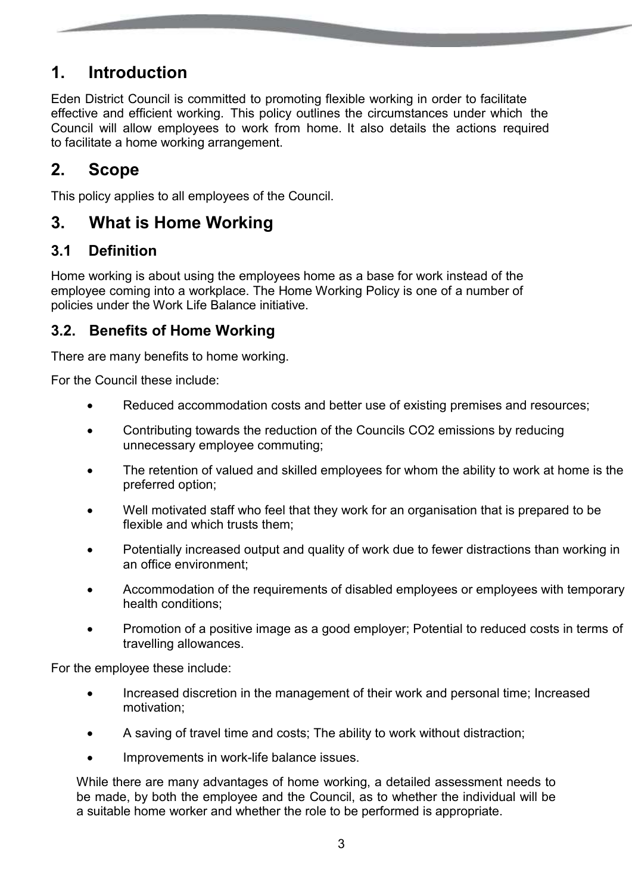# 1. Introduction

Eden District Council is committed to promoting flexible working in order to facilitate effective and efficient working. This policy outlines the circumstances under which the Council will allow employees to work from home. It also details the actions required to facilitate a home working arrangement.

# 2. Scope

This policy applies to all employees of the Council.

# 3. What is Home Working

## 3.1 Definition

Home working is about using the employees home as a base for work instead of the employee coming into a workplace. The Home Working Policy is one of a number of policies under the Work Life Balance initiative.

## 3.2. Benefits of Home Working

There are many benefits to home working.

For the Council these include:

- Reduced accommodation costs and better use of existing premises and resources;
- Contributing towards the reduction of the Councils CO2 emissions by reducing unnecessary employee commuting;
- The retention of valued and skilled employees for whom the ability to work at home is the preferred option;
- Well motivated staff who feel that they work for an organisation that is prepared to be flexible and which trusts them;
- Potentially increased output and quality of work due to fewer distractions than working in an office environment;
- Accommodation of the requirements of disabled employees or employees with temporary health conditions;
- Promotion of a positive image as a good employer; Potential to reduced costs in terms of travelling allowances.

For the employee these include:

- Increased discretion in the management of their work and personal time; Increased motivation;
- A saving of travel time and costs; The ability to work without distraction;
- Improvements in work-life balance issues.

While there are many advantages of home working, a detailed assessment needs to be made, by both the employee and the Council, as to whether the individual will be a suitable home worker and whether the role to be performed is appropriate.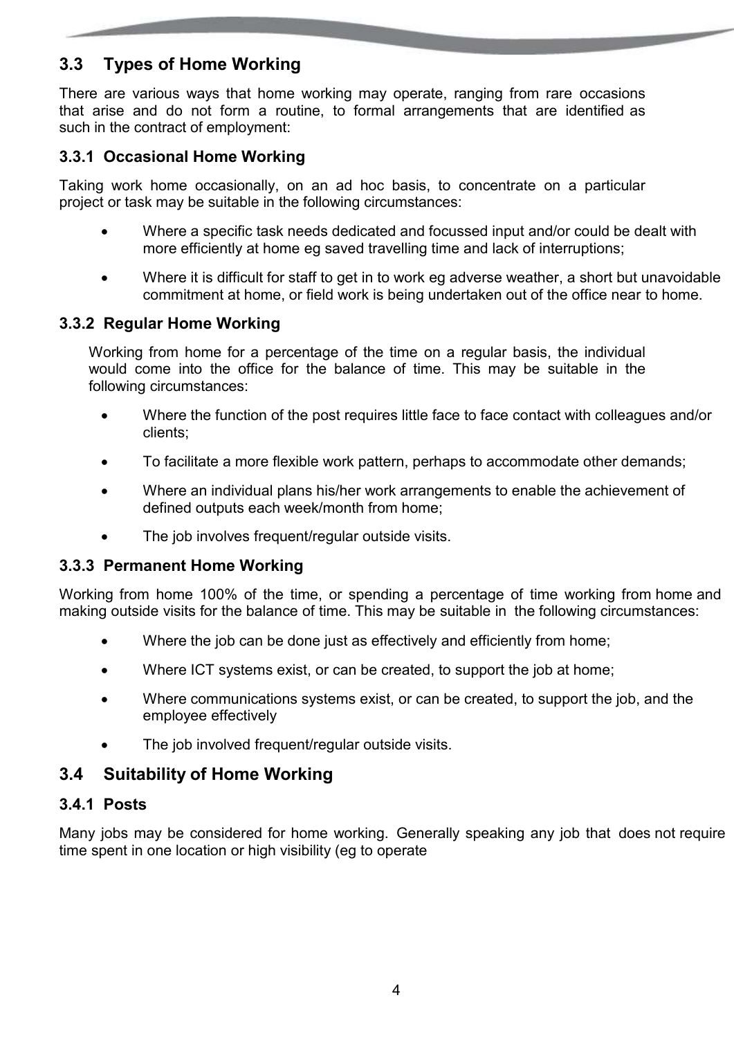## 3.3 Types of Home Working

There are various ways that home working may operate, ranging from rare occasions that arise and do not form a routine, to formal arrangements that are identified as such in the contract of employment:

### 3.3.1 Occasional Home Working

Taking work home occasionally, on an ad hoc basis, to concentrate on a particular project or task may be suitable in the following circumstances:

- Where a specific task needs dedicated and focussed input and/or could be dealt with more efficiently at home eg saved travelling time and lack of interruptions;
- Where it is difficult for staff to get in to work eg adverse weather, a short but unavoidable commitment at home, or field work is being undertaken out of the office near to home.

### 3.3.2 Regular Home Working

Working from home for a percentage of the time on a regular basis, the individual would come into the office for the balance of time. This may be suitable in the following circumstances:

- Where the function of the post requires little face to face contact with colleagues and/or clients;
- To facilitate a more flexible work pattern, perhaps to accommodate other demands;
- Where an individual plans his/her work arrangements to enable the achievement of defined outputs each week/month from home;
- The job involves frequent/regular outside visits.

### 3.3.3 Permanent Home Working

Working from home 100% of the time, or spending a percentage of time working from home and making outside visits for the balance of time. This may be suitable in the following circumstances:

- Where the job can be done just as effectively and efficiently from home;
- Where ICT systems exist, or can be created, to support the job at home;
- Where communications systems exist, or can be created, to support the job, and the employee effectively
- The job involved frequent/regular outside visits.

## 3.4 Suitability of Home Working

### 3.4.1 Posts

Many jobs may be considered for home working. Generally speaking any job that does not require time spent in one location or high visibility (eg to operate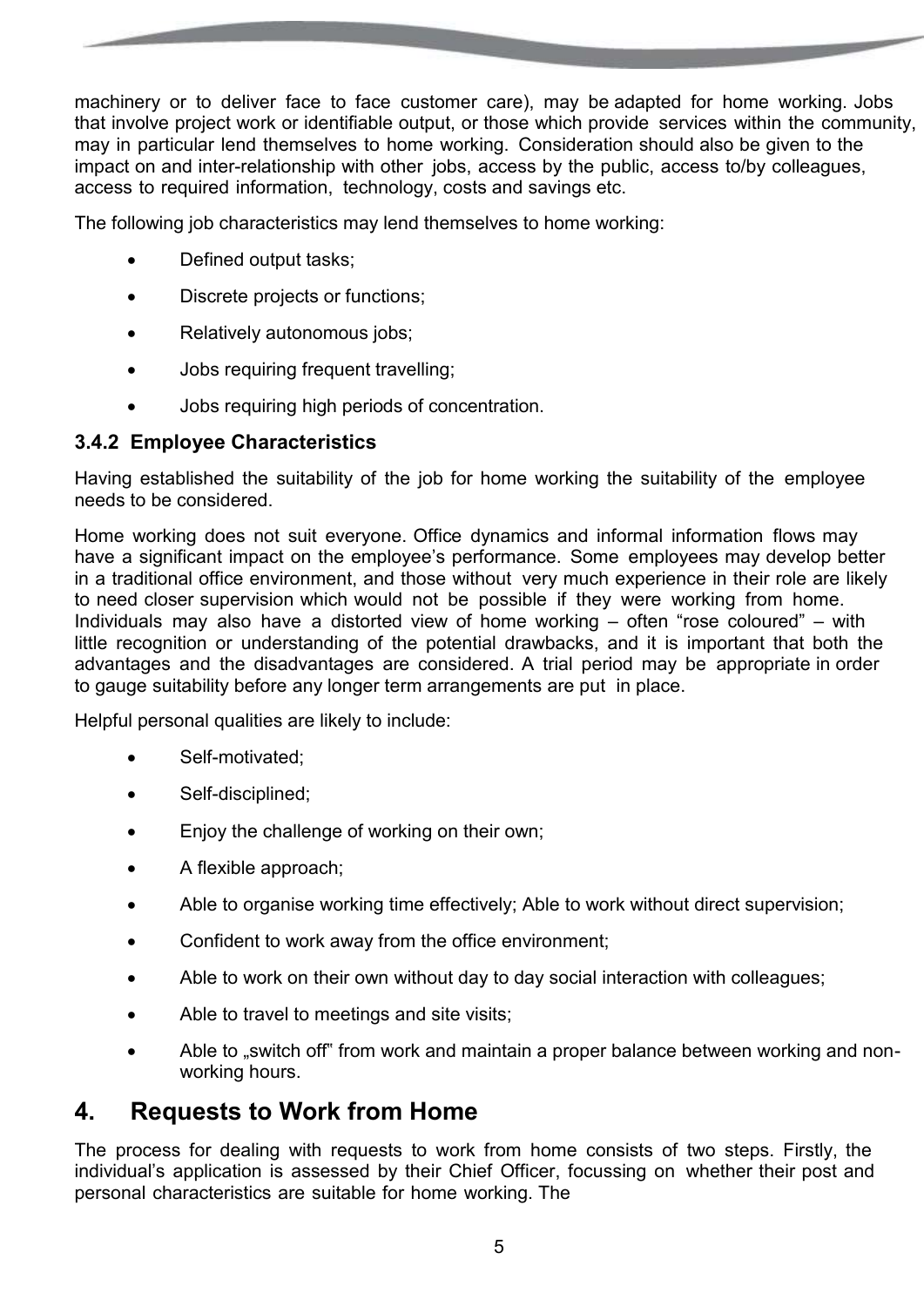machinery or to deliver face to face customer care), may be adapted for home working. Jobs that involve project work or identifiable output, or those which provide services within the community, may in particular lend themselves to home working. Consideration should also be given to the impact on and inter-relationship with other jobs, access by the public, access to/by colleagues, access to required information, technology, costs and savings etc.

The following job characteristics may lend themselves to home working:

- Defined output tasks;
- Discrete projects or functions;
- Relatively autonomous jobs;
- Jobs requiring frequent travelling;
- Jobs requiring high periods of concentration.

### 3.4.2 Employee Characteristics

Having established the suitability of the job for home working the suitability of the employee needs to be considered.

Home working does not suit everyone. Office dynamics and informal information flows may have a significant impact on the employee's performance. Some employees may develop better in a traditional office environment, and those without very much experience in their role are likely to need closer supervision which would not be possible if they were working from home. Individuals may also have a distorted view of home working – often "rose coloured" – with little recognition or understanding of the potential drawbacks, and it is important that both the advantages and the disadvantages are considered. A trial period may be appropriate in order to gauge suitability before any longer term arrangements are put in place.

Helpful personal qualities are likely to include:

- Self-motivated;
- Self-disciplined;
- Enjoy the challenge of working on their own;
- A flexible approach;
- Able to organise working time effectively; Able to work without direct supervision;
- Confident to work away from the office environment;
- Able to work on their own without day to day social interaction with colleagues;
- Able to travel to meetings and site visits;
- Able to „switch off" from work and maintain a proper balance between working and non-working hours.

## 4. Requests to Work from Home

The process for dealing with requests to work from home consists of two steps. Firstly, the individual's application is assessed by their Chief Officer, focussing on whether their post and personal characteristics are suitable for home working. The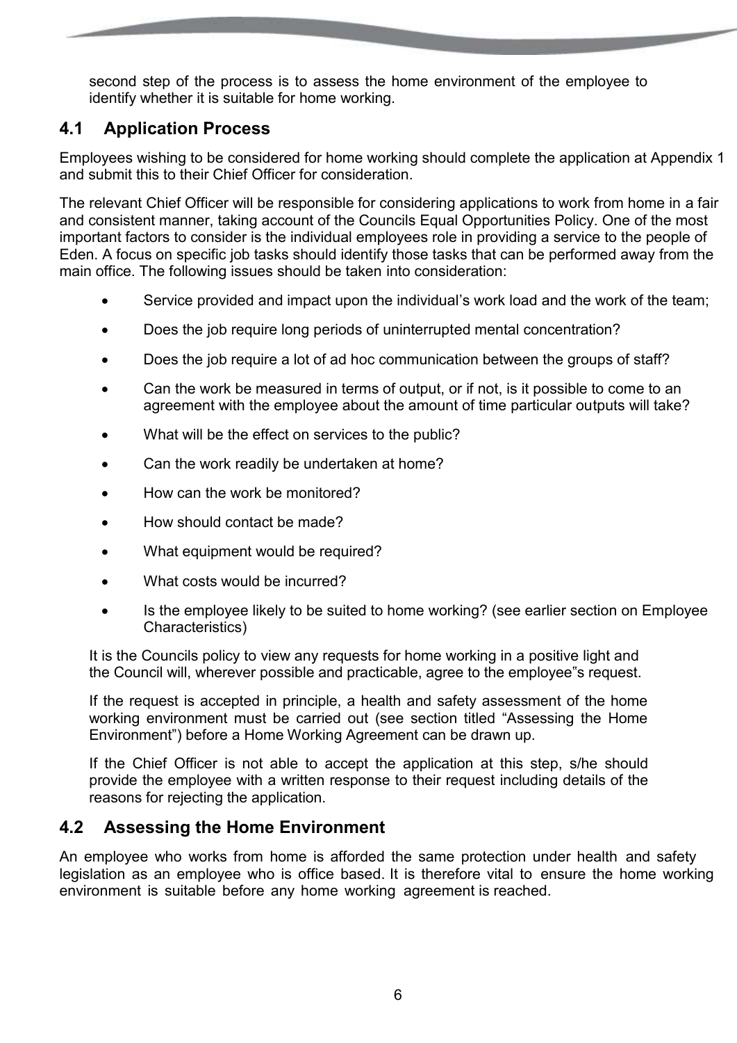second step of the process is to assess the home environment of the employee to identify whether it is suitable for home working.

## 4.1 Application Process

Employees wishing to be considered for home working should complete the application at Appendix 1 and submit this to their Chief Officer for consideration.

The relevant Chief Officer will be responsible for considering applications to work from home in a fair and consistent manner, taking account of the Councils Equal Opportunities Policy. One of the most important factors to consider is the individual employees role in providing a service to the people of Eden. A focus on specific job tasks should identify those tasks that can be performed away from the main office. The following issues should be taken into consideration:

- Service provided and impact upon the individual's work load and the work of the team;
- Does the job require long periods of uninterrupted mental concentration?
- Does the job require a lot of ad hoc communication between the groups of staff?
- Can the work be measured in terms of output, or if not, is it possible to come to an agreement with the employee about the amount of time particular outputs will take?
- What will be the effect on services to the public?
- Can the work readily be undertaken at home?
- How can the work be monitored?
- How should contact be made?
- What equipment would be required?
- What costs would be incurred?
- Is the employee likely to be suited to home working? (see earlier section on Employee Characteristics)

It is the Councils policy to view any requests for home working in a positive light and the Council will, wherever possible and practicable, agree to the employee‟s request.

If the request is accepted in principle, a health and safety assessment of the home working environment must be carried out (see section titled "Assessing the Home Environment") before a Home Working Agreement can be drawn up.

If the Chief Officer is not able to accept the application at this step, s/he should provide the employee with a written response to their request including details of the reasons for rejecting the application.

## 4.2 Assessing the Home Environment

An employee who works from home is afforded the same protection under health and safety legislation as an employee who is office based. It is therefore vital to ensure the home working environment is suitable before any home working agreement is reached.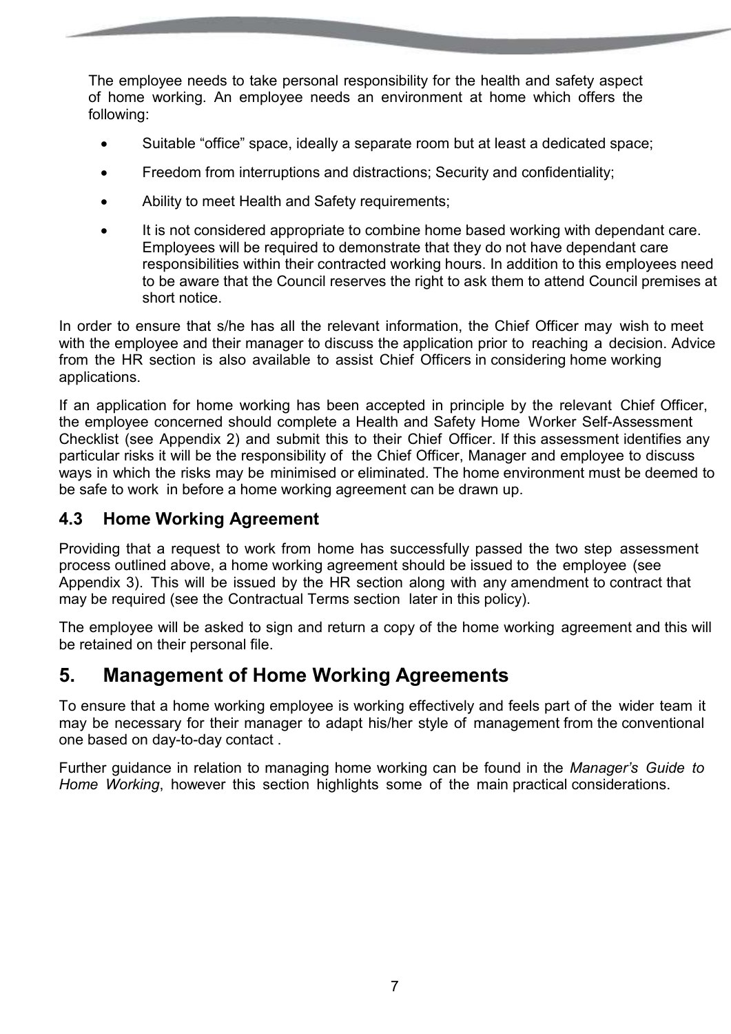The employee needs to take personal responsibility for the health and safety aspect of home working. An employee needs an environment at home which offers the following:

- Suitable “office” space, ideally a separate room but at least a dedicated space;
- Freedom from interruptions and distractions; Security and confidentiality;
- Ability to meet Health and Safety requirements;
- It is not considered appropriate to combine home based working with dependant care. Employees will be required to demonstrate that they do not have dependant care responsibilities within their contracted working hours. In addition to this employees need to be aware that the Council reserves the right to ask them to attend Council premises at short notice.

In order to ensure that s/he has all the relevant information, the Chief Officer may wish to meet with the employee and their manager to discuss the application prior to reaching a decision. Advice from the HR section is also available to assist Chief Officers in considering home working applications.

If an application for home working has been accepted in principle by the relevant Chief Officer, the employee concerned should complete a Health and Safety Home Worker Self-Assessment Checklist (see Appendix 2) and submit this to their Chief Officer. If this assessment identifies any particular risks it will be the responsibility of the Chief Officer, Manager and employee to discuss ways in which the risks may be minimised or eliminated. The home environment must be deemed to be safe to work in before a home working agreement can be drawn up.

### 4.3 Home Working Agreement

Providing that a request to work from home has successfully passed the two step assessment process outlined above, a home working agreement should be issued to the employee (see Appendix 3). This will be issued by the HR section along with any amendment to contract that may be required (see the Contractual Terms section later in this policy).

The employee will be asked to sign and return a copy of the home working agreement and this will be retained on their personal file.

## 5. Management of Home Working Agreements

To ensure that a home working employee is working effectively and feels part of the wider team it may be necessary for their manager to adapt his/her style of management from the conventional one based on day-to-day contact .

Further guidance in relation to managing home working can be found in the *Manager’s Guide to Home Working*, however this section highlights some of the main practical considerations.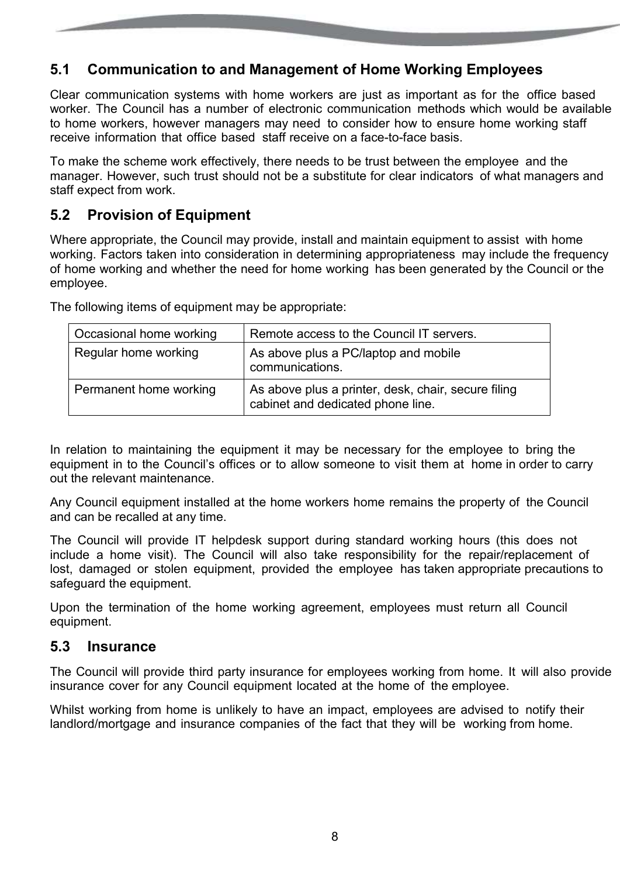## 5.1 Communication to and Management of Home Working Employees

Clear communication systems with home workers are just as important as for the office based worker. The Council has a number of electronic communication methods which would be available to home workers, however managers may need to consider how to ensure home working staff receive information that office based staff receive on a face-to-face basis.

To make the scheme work effectively, there needs to be trust between the employee and the manager. However, such trust should not be a substitute for clear indicators of what managers and staff expect from work.

## 5.2 Provision of Equipment

Where appropriate, the Council may provide, install and maintain equipment to assist with home working. Factors taken into consideration in determining appropriateness may include the frequency of home working and whether the need for home working has been generated by the Council or the employee.

The following items of equipment may be appropriate:

| Occasional home working | Remote access to the Council IT servers. |
|---|---|
| Regular home working | As above plus a PC/laptop and mobile communications. |
| Permanent home working | As above plus a printer, desk, chair, secure filing cabinet and dedicated phone line. |

In relation to maintaining the equipment it may be necessary for the employee to bring the equipment in to the Council's offices or to allow someone to visit them at home in order to carry out the relevant maintenance.

Any Council equipment installed at the home workers home remains the property of the Council and can be recalled at any time.

The Council will provide IT helpdesk support during standard working hours (this does not include a home visit). The Council will also take responsibility for the repair/replacement of lost, damaged or stolen equipment, provided the employee has taken appropriate precautions to safeguard the equipment.

Upon the termination of the home working agreement, employees must return all Council equipment.

## 5.3 Insurance

The Council will provide third party insurance for employees working from home. It will also provide insurance cover for any Council equipment located at the home of the employee.

Whilst working from home is unlikely to have an impact, employees are advised to notify their landlord/mortgage and insurance companies of the fact that they will be working from home.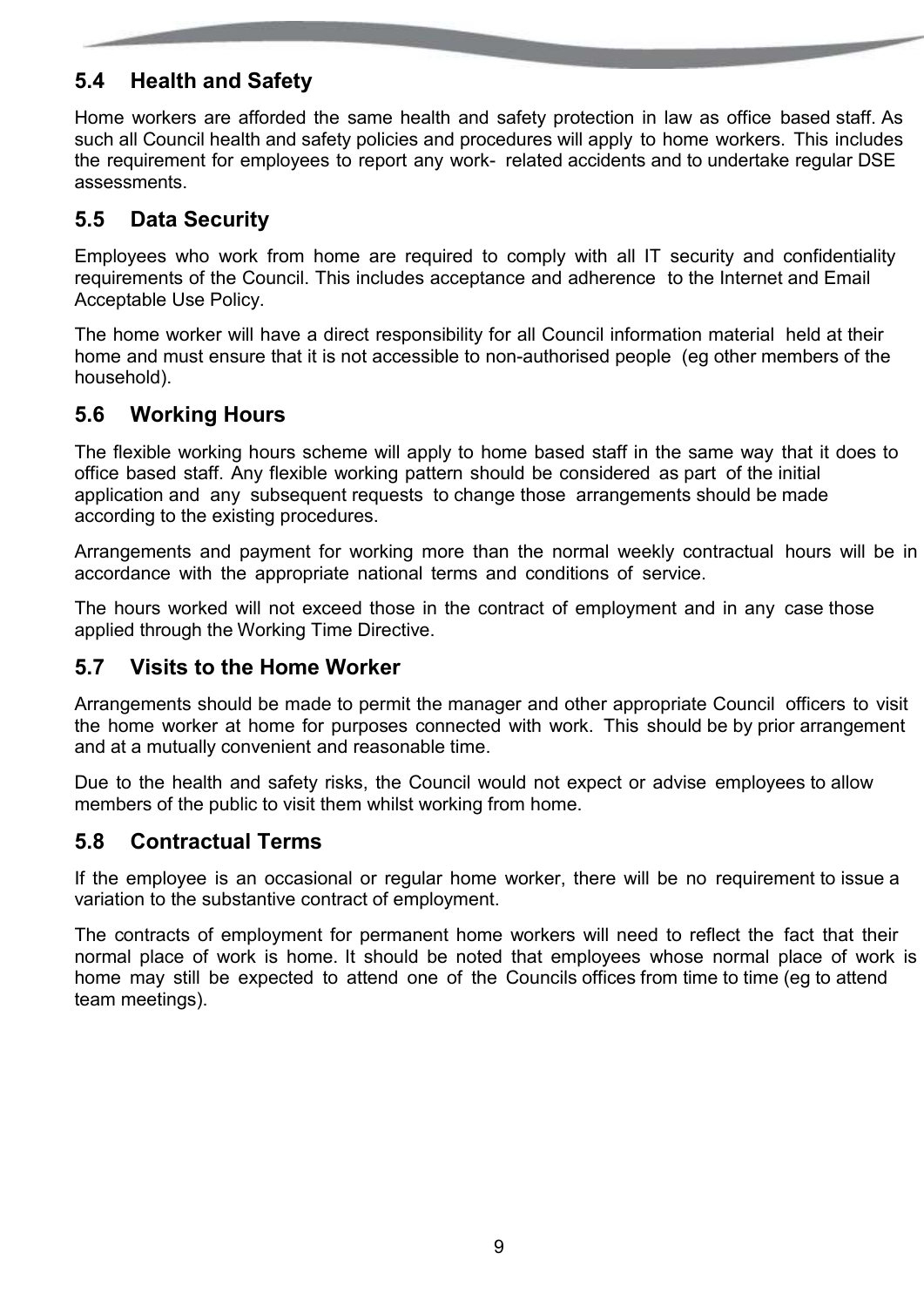## 5.4 Health and Safety

Home workers are afforded the same health and safety protection in law as office based staff. As such all Council health and safety policies and procedures will apply to home workers. This includes the requirement for employees to report any work- related accidents and to undertake regular DSE assessments.

## 5.5 Data Security

Employees who work from home are required to comply with all IT security and confidentiality requirements of the Council. This includes acceptance and adherence to the Internet and Email Acceptable Use Policy.

The home worker will have a direct responsibility for all Council information material held at their home and must ensure that it is not accessible to non-authorised people (eg other members of the household).

## 5.6 Working Hours

The flexible working hours scheme will apply to home based staff in the same way that it does to office based staff. Any flexible working pattern should be considered as part of the initial application and any subsequent requests to change those arrangements should be made according to the existing procedures.

Arrangements and payment for working more than the normal weekly contractual hours will be in accordance with the appropriate national terms and conditions of service.

The hours worked will not exceed those in the contract of employment and in any case those applied through the Working Time Directive.

## 5.7 Visits to the Home Worker

Arrangements should be made to permit the manager and other appropriate Council officers to visit the home worker at home for purposes connected with work. This should be by prior arrangement and at a mutually convenient and reasonable time.

Due to the health and safety risks, the Council would not expect or advise employees to allow members of the public to visit them whilst working from home.

## 5.8 Contractual Terms

If the employee is an occasional or regular home worker, there will be no requirement to issue a variation to the substantive contract of employment.

The contracts of employment for permanent home workers will need to reflect the fact that their normal place of work is home. It should be noted that employees whose normal place of work is home may still be expected to attend one of the Councils offices from time to time (eg to attend team meetings).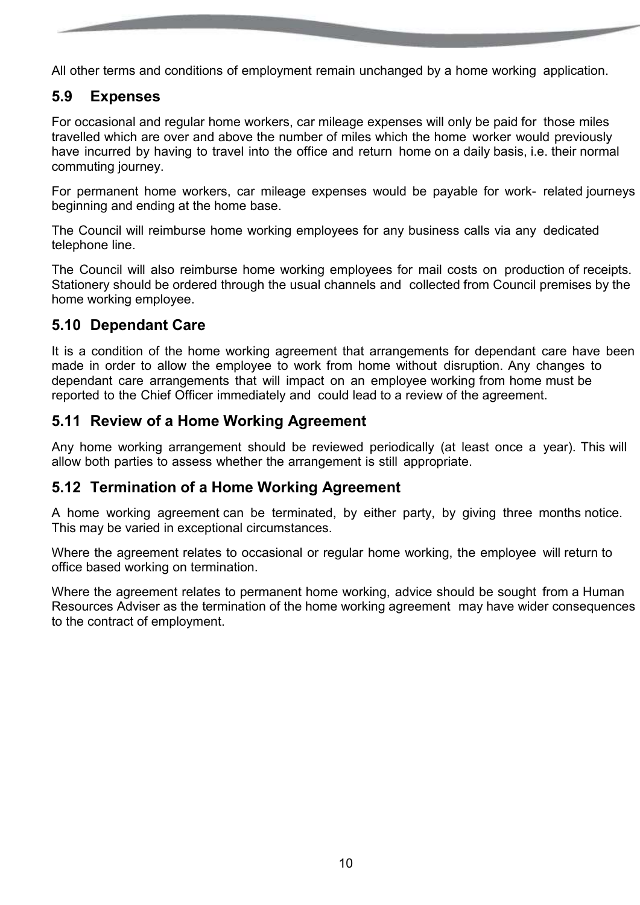All other terms and conditions of employment remain unchanged by a home working application.

### 5.9 Expenses

For occasional and regular home workers, car mileage expenses will only be paid for those miles travelled which are over and above the number of miles which the home worker would previously have incurred by having to travel into the office and return home on a daily basis, i.e. their normal commuting journey.

For permanent home workers, car mileage expenses would be payable for work- related journeys beginning and ending at the home base.

The Council will reimburse home working employees for any business calls via any dedicated telephone line.

The Council will also reimburse home working employees for mail costs on production of receipts. Stationery should be ordered through the usual channels and collected from Council premises by the home working employee.

### 5.10 Dependant Care

It is a condition of the home working agreement that arrangements for dependant care have been made in order to allow the employee to work from home without disruption. Any changes to dependant care arrangements that will impact on an employee working from home must be reported to the Chief Officer immediately and could lead to a review of the agreement.

### 5.11 Review of a Home Working Agreement

Any home working arrangement should be reviewed periodically (at least once a year). This will allow both parties to assess whether the arrangement is still appropriate.

### 5.12 Termination of a Home Working Agreement

A home working agreement can be terminated, by either party, by giving three months notice. This may be varied in exceptional circumstances.

Where the agreement relates to occasional or regular home working, the employee will return to office based working on termination.

Where the agreement relates to permanent home working, advice should be sought from a Human Resources Adviser as the termination of the home working agreement may have wider consequences to the contract of employment.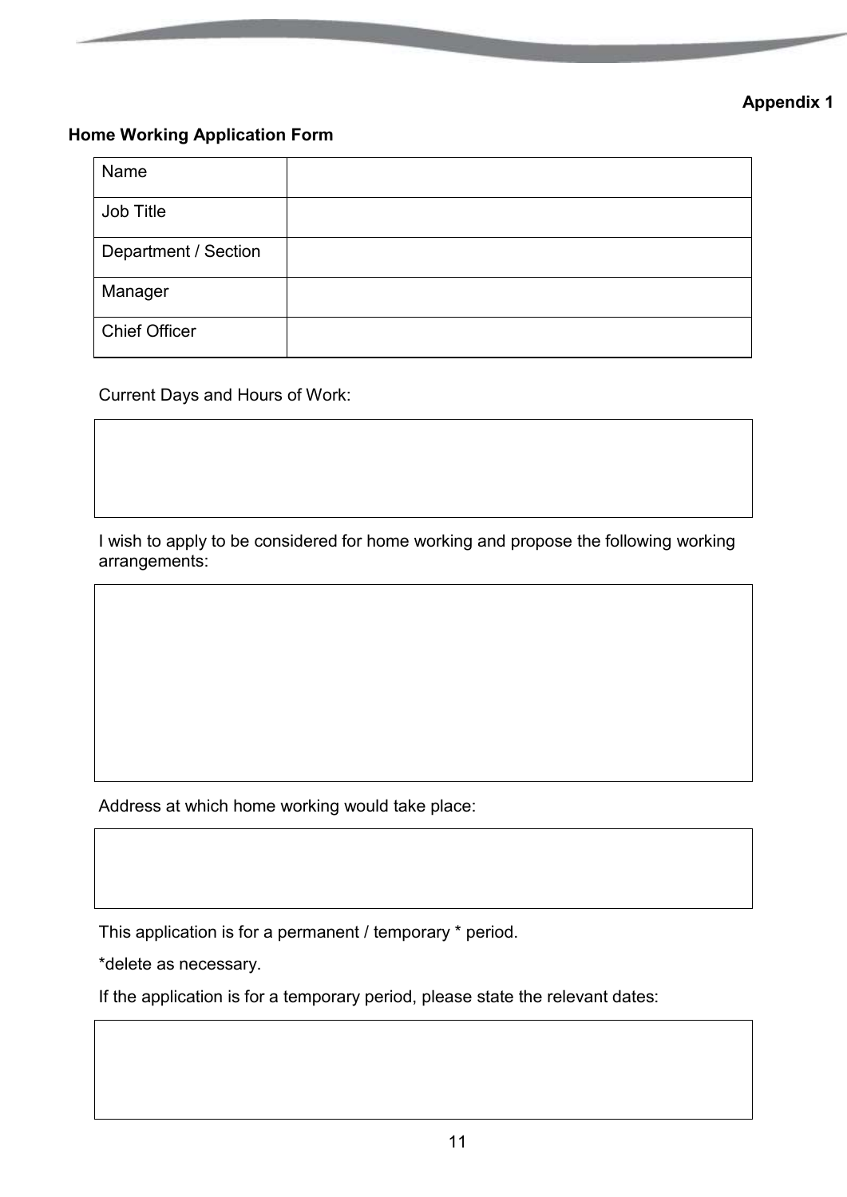**Appendix 1**

**Home Working Application Form**

| Name | |
|---|---|
| Job Title | |
| Department / Section | |
| Manager | |
| Chief Officer | |

Current Days and Hours of Work:

| |
|---|
| |

I wish to apply to be considered for home working and propose the following working arrangements:

| |
|---|
| |

Address at which home working would take place:

| |
|---|
| |

This application is for a permanent / temporary * period.

*delete as necessary.

If the application is for a temporary period, please state the relevant dates:

| |
|---|
| |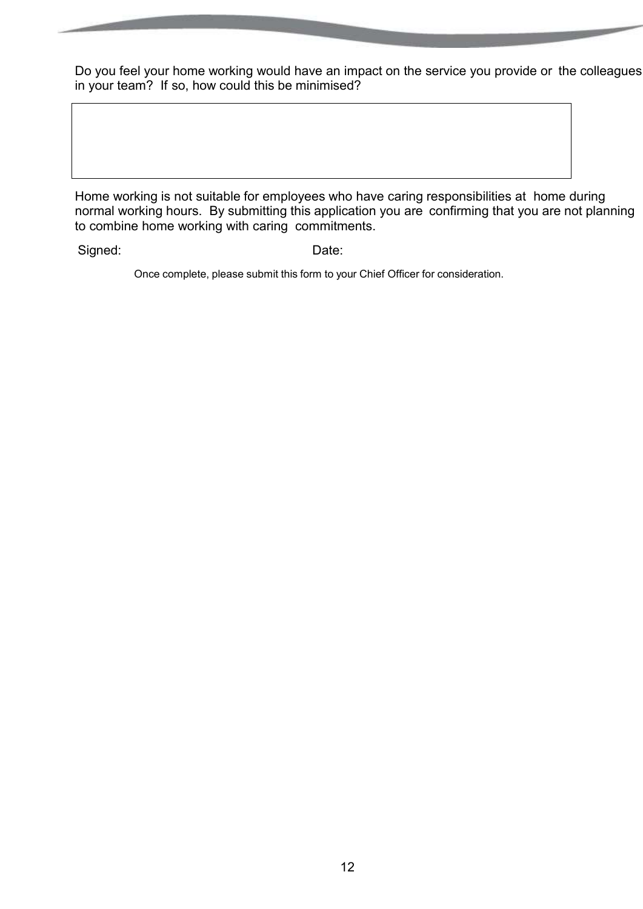Do you feel your home working would have an impact on the service you provide or the colleagues in your team? If so, how could this be minimised?

| |
|---|
| |

Home working is not suitable for employees who have caring responsibilities at home during normal working hours. By submitting this application you are confirming that you are not planning to combine home working with caring commitments.

Signed: Date:

Once complete, please submit this form to your Chief Officer for consideration.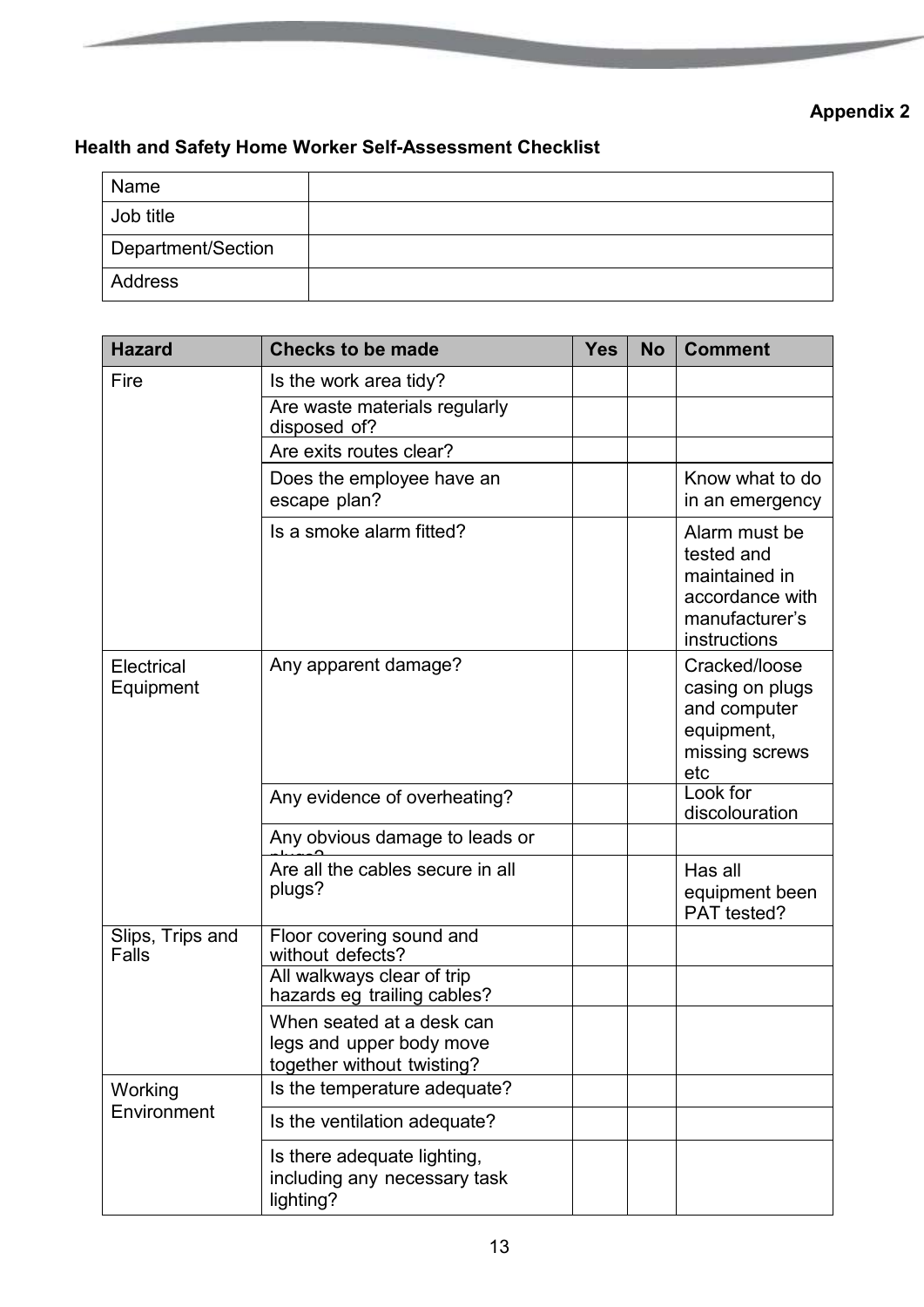**Appendix 2**

**Health and Safety Home Worker Self-Assessment Checklist**

| Name | |
|---|---|
| Job title | |
| Department/Section | |
| Address | |

| Hazard | Checks to be made | Yes | No | Comment |
|---|---|---|---|---|
| Fire | Is the work area tidy? | | | |
| | Are waste materials regularly disposed of? | | | |
| | Are exits routes clear? | | | |
| | Does the employee have an escape plan? | | | Know what to do in an emergency |
| | Is a smoke alarm fitted? | | | Alarm must be tested and maintained in accordance with manufacturer's instructions |
| Electrical Equipment | Any apparent damage? | | | Cracked/loose casing on plugs and computer equipment, missing screws etc |
| | Any evidence of overheating? | | | Look for discolouration |
| | Any obvious damage to leads or plugs? | | | |
| | Are all the cables secure in all plugs? | | | Has all equipment been PAT tested? |
| Slips, Trips and Falls | Floor covering sound and without defects? | | | |
| | All walkways clear of trip hazards eg trailing cables? | | | |
| | When seated at a desk can legs and upper body move together without twisting? | | | |
| Working Environment | Is the temperature adequate? | | | |
| | Is the ventilation adequate? | | | |
| | Is there adequate lighting, including any necessary task lighting? | | | |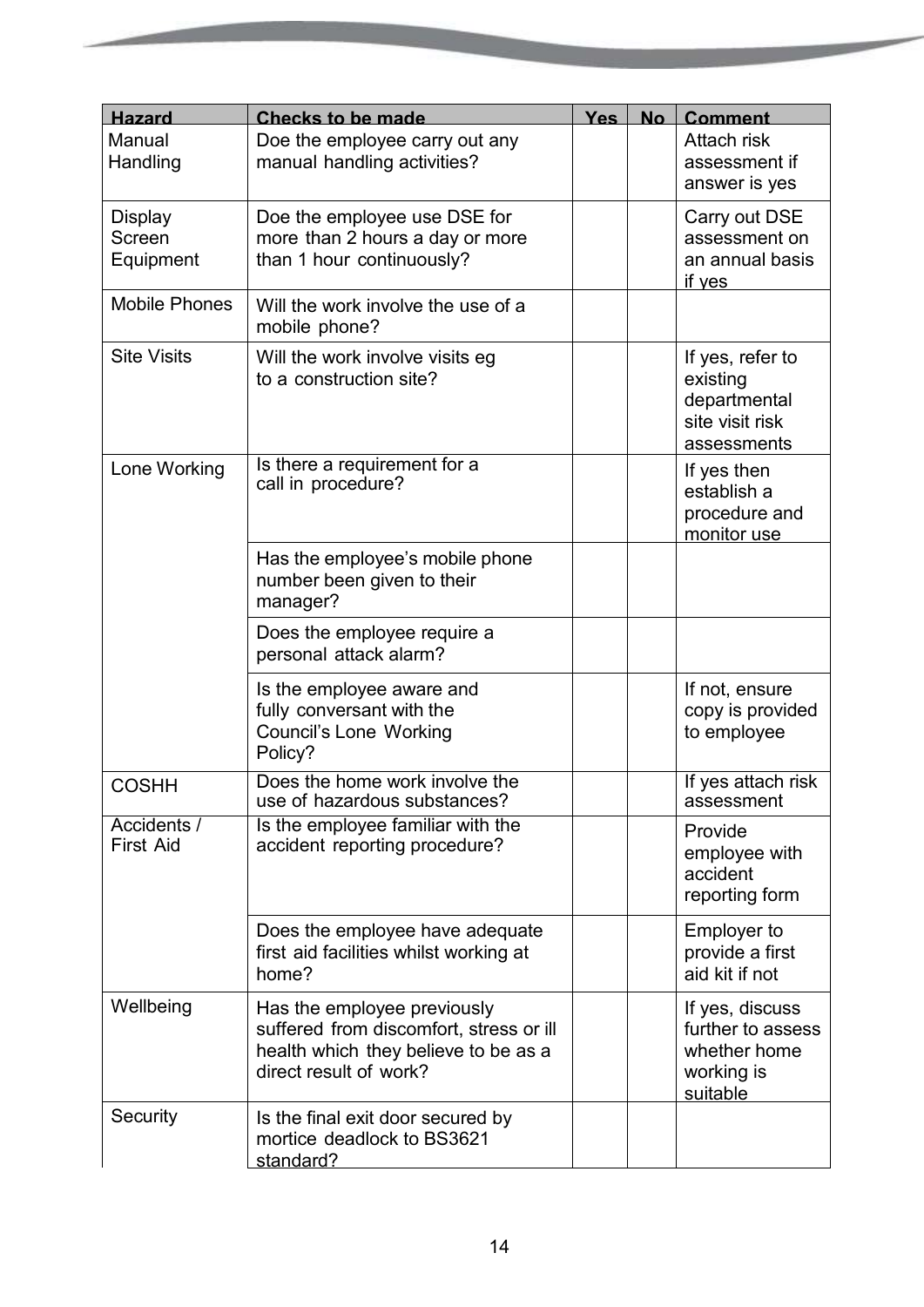| Hazard | Checks to be made | Yes | No | Comment |
|---|---|---|---|---|
| Manual Handling | Doe the employee carry out any manual handling activities? | | | Attach risk assessment if answer is yes |
| Display Screen Equipment | Doe the employee use DSE for more than 2 hours a day or more than 1 hour continuously? | | | Carry out DSE assessment on an annual basis if yes |
| Mobile Phones | Will the work involve the use of a mobile phone? | | | |
| Site Visits | Will the work involve visits eg to a construction site? | | | If yes, refer to existing departmental site visit risk assessments |
| Lone Working | Is there a requirement for a call in procedure? | | | If yes then establish a procedure and monitor use |
| | Has the employee's mobile phone number been given to their manager? | | | |
| | Does the employee require a personal attack alarm? | | | |
| | Is the employee aware and fully conversant with the Council's Lone Working Policy? | | | If not, ensure copy is provided to employee |
| COSHH | Does the home work involve the use of hazardous substances? | | | If yes attach risk assessment |
| Accidents / First Aid | Is the employee familiar with the accident reporting procedure? | | | Provide employee with accident reporting form |
| | Does the employee have adequate first aid facilities whilst working at home? | | | Employer to provide a first aid kit if not |
| Wellbeing | Has the employee previously suffered from discomfort, stress or ill health which they believe to be as a direct result of work? | | | If yes, discuss further to assess whether home working is suitable |
| Security | Is the final exit door secured by mortice deadlock to BS3621 standard? | | | |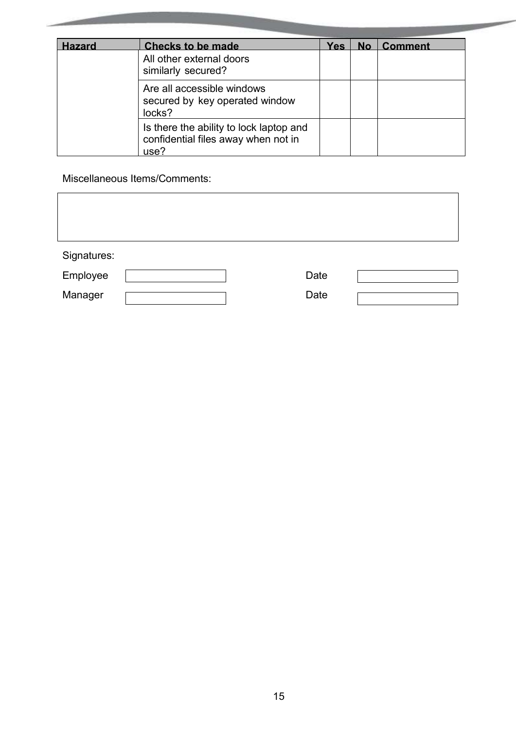| Hazard | Checks to be made | Yes | No | Comment |
|---|---|---|---|---|
| | All other external doors similarly secured? | | | |
| | Are all accessible windows secured by key operated window locks? | | | |
| | Is there the ability to lock laptop and confidential files away when not in use? | | | |

Miscellaneous Items/Comments:

| |
|---|
| |

Signatures:

| | | | |
|---|---|---|---|
| Employee | | Date | |
| Manager | | Date | |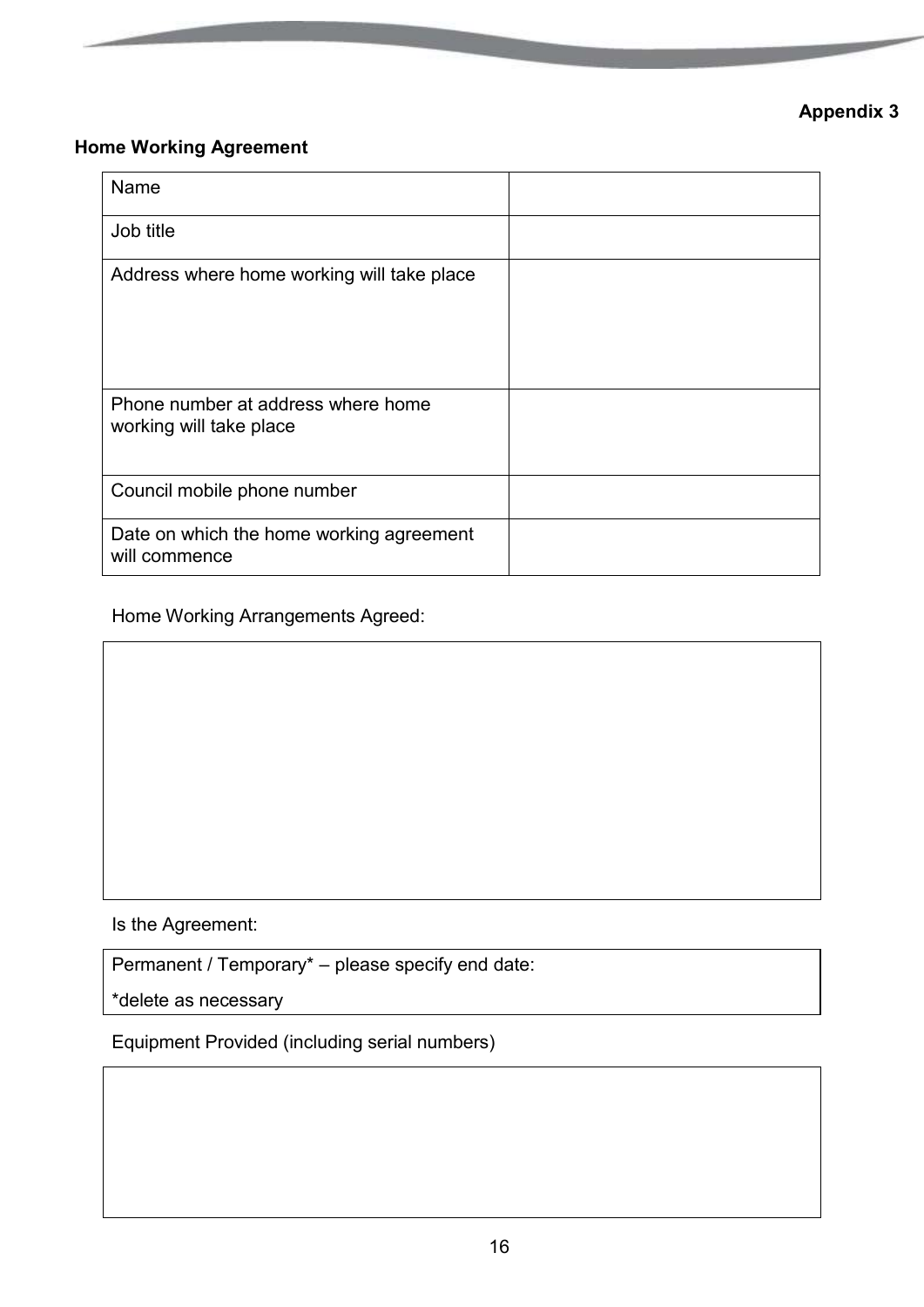**Appendix 3**

## Home Working Agreement

| Name | |
|---|---|
| Job title | |
| Address where home working will take place | |
| Phone number at address where home working will take place | |
| Council mobile phone number | |
| Date on which the home working agreement will commence | |

Home Working Arrangements Agreed:

| |
|---|
| |

Is the Agreement:

| Permanent / Temporary* – please specify end date:<br>*delete as necessary |
|---|

Equipment Provided (including serial numbers)

| |
|---|
| |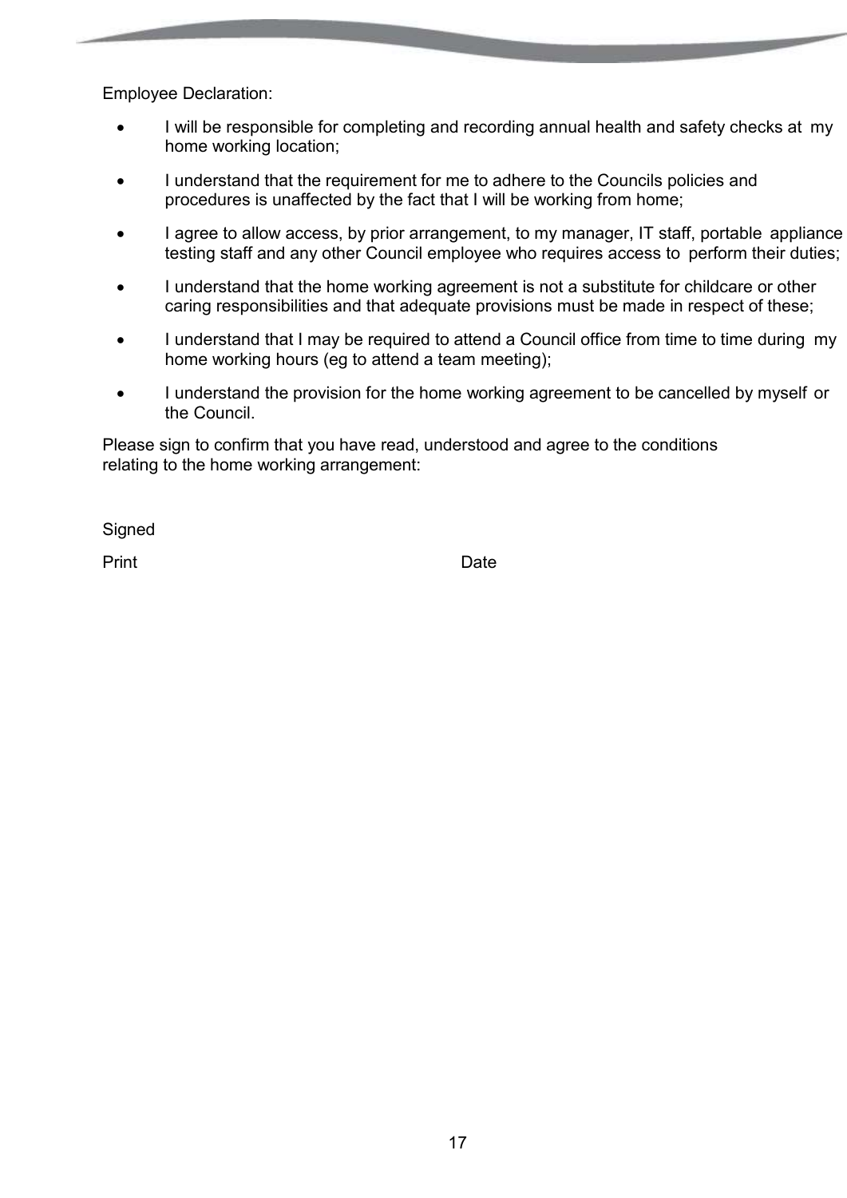Employee Declaration:

- I will be responsible for completing and recording annual health and safety checks at my home working location;
- I understand that the requirement for me to adhere to the Councils policies and procedures is unaffected by the fact that I will be working from home;
- I agree to allow access, by prior arrangement, to my manager, IT staff, portable appliance testing staff and any other Council employee who requires access to perform their duties;
- I understand that the home working agreement is not a substitute for childcare or other caring responsibilities and that adequate provisions must be made in respect of these;
- I understand that I may be required to attend a Council office from time to time during my home working hours (eg to attend a team meeting);
- I understand the provision for the home working agreement to be cancelled by myself or the Council.

Please sign to confirm that you have read, understood and agree to the conditions relating to the home working arrangement:

Signed

Print Date